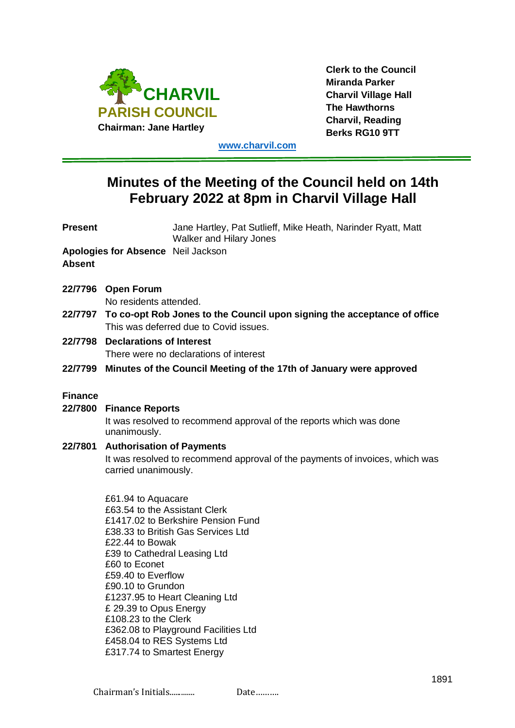**CHARVIL PARISH COUNCIL**
**Chairman: Jane Hartley**

**Clerk to the Council**
**Miranda Parker**
**Charvil Village Hall**
**The Hawthorns**
**Charvil, Reading**
**Berks RG10 9TT**

www.charvil.com

# Minutes of the Meeting of the Council held on 14th February 2022 at 8pm in Charvil Village Hall

**Present** Jane Hartley, Pat Sutlieff, Mike Heath, Narinder Ryatt, Matt Walker and Hilary Jones

**Apologies for Absence** Neil Jackson

**Absent**

**22/7796 Open Forum**
No residents attended.

**22/7797 To co-opt Rob Jones to the Council upon signing the acceptance of office**
This was deferred due to Covid issues.

**22/7798 Declarations of Interest**
There were no declarations of interest

**22/7799 Minutes of the Council Meeting of the 17th of January were approved**

## Finance

**22/7800 Finance Reports**
It was resolved to recommend approval of the reports which was done unanimously.

**22/7801 Authorisation of Payments**
It was resolved to recommend approval of the payments of invoices, which was carried unanimously.

£61.94 to Aquacare
£63.54 to the Assistant Clerk
£1417.02 to Berkshire Pension Fund
£38.33 to British Gas Services Ltd
£22.44 to Bowak
£39 to Cathedral Leasing Ltd
£60 to Econet
£59.40 to Everflow
£90.10 to Grundon
£1237.95 to Heart Cleaning Ltd
£ 29.39 to Opus Energy
£108.23 to the Clerk
£362.08 to Playground Facilities Ltd
£458.04 to RES Systems Ltd
£317.74 to Smartest Energy

Chairman's Initials............ Date..........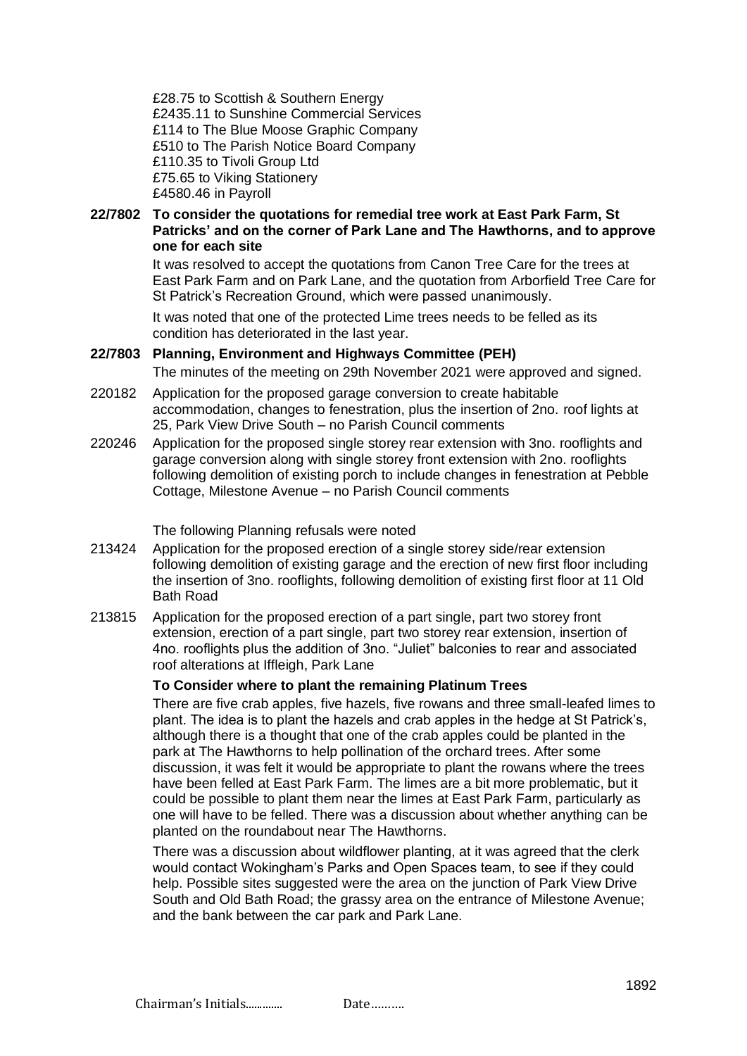£28.75 to Scottish & Southern Energy
£2435.11 to Sunshine Commercial Services
£114 to The Blue Moose Graphic Company
£510 to The Parish Notice Board Company
£110.35 to Tivoli Group Ltd
£75.65 to Viking Stationery
£4580.46 in Payroll

**22/7802 To consider the quotations for remedial tree work at East Park Farm, St Patricks' and on the corner of Park Lane and The Hawthorns, and to approve one for each site**

It was resolved to accept the quotations from Canon Tree Care for the trees at East Park Farm and on Park Lane, and the quotation from Arborfield Tree Care for St Patrick's Recreation Ground, which were passed unanimously.

It was noted that one of the protected Lime trees needs to be felled as its condition has deteriorated in the last year.

**22/7803 Planning, Environment and Highways Committee (PEH)**

The minutes of the meeting on 29th November 2021 were approved and signed.

220182 Application for the proposed garage conversion to create habitable accommodation, changes to fenestration, plus the insertion of 2no. roof lights at 25, Park View Drive South – no Parish Council comments

220246 Application for the proposed single storey rear extension with 3no. rooflights and garage conversion along with single storey front extension with 2no. rooflights following demolition of existing porch to include changes in fenestration at Pebble Cottage, Milestone Avenue – no Parish Council comments

The following Planning refusals were noted

213424 Application for the proposed erection of a single storey side/rear extension following demolition of existing garage and the erection of new first floor including the insertion of 3no. rooflights, following demolition of existing first floor at 11 Old Bath Road

213815 Application for the proposed erection of a part single, part two storey front extension, erection of a part single, part two storey rear extension, insertion of 4no. rooflights plus the addition of 3no. "Juliet" balconies to rear and associated roof alterations at Iffleigh, Park Lane

**To Consider where to plant the remaining Platinum Trees**

There are five crab apples, five hazels, five rowans and three small-leafed limes to plant. The idea is to plant the hazels and crab apples in the hedge at St Patrick's, although there is a thought that one of the crab apples could be planted in the park at The Hawthorns to help pollination of the orchard trees. After some discussion, it was felt it would be appropriate to plant the rowans where the trees have been felled at East Park Farm. The limes are a bit more problematic, but it could be possible to plant them near the limes at East Park Farm, particularly as one will have to be felled. There was a discussion about whether anything can be planted on the roundabout near The Hawthorns.

There was a discussion about wildflower planting, at it was agreed that the clerk would contact Wokingham's Parks and Open Spaces team, to see if they could help. Possible sites suggested were the area on the junction of Park View Drive South and Old Bath Road; the grassy area on the entrance of Milestone Avenue; and the bank between the car park and Park Lane.

Chairman's Initials............ Date……….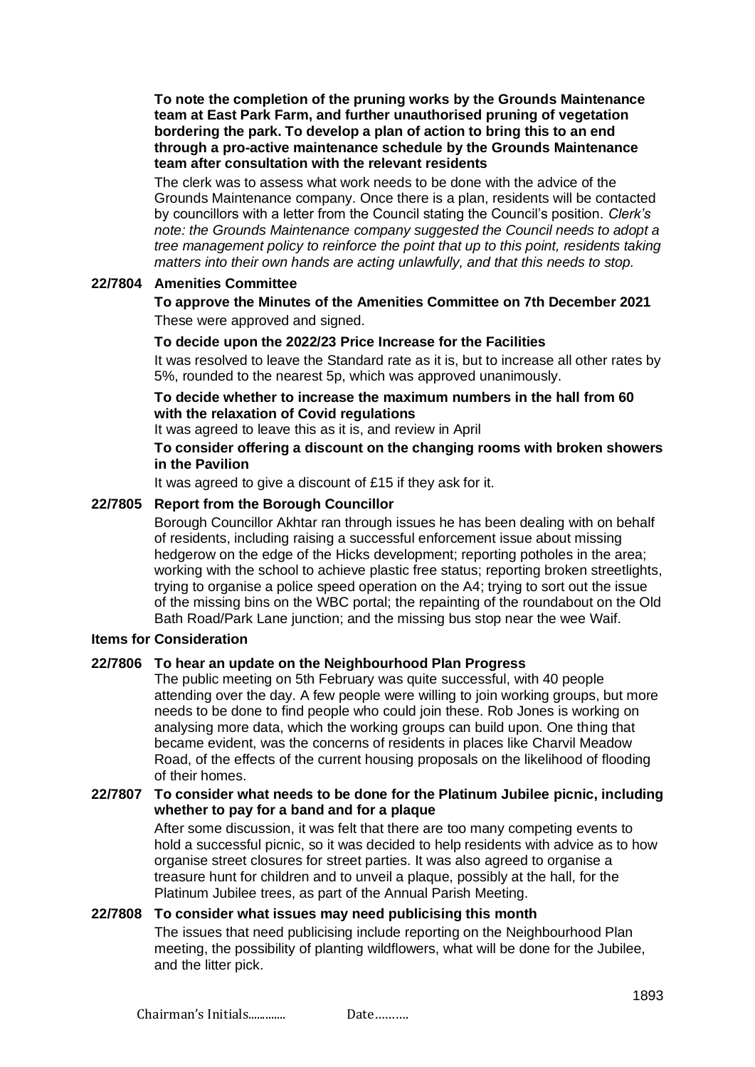**To note the completion of the pruning works by the Grounds Maintenance team at East Park Farm, and further unauthorised pruning of vegetation bordering the park. To develop a plan of action to bring this to an end through a pro-active maintenance schedule by the Grounds Maintenance team after consultation with the relevant residents**

The clerk was to assess what work needs to be done with the advice of the Grounds Maintenance company. Once there is a plan, residents will be contacted by councillors with a letter from the Council stating the Council's position. *Clerk's note: the Grounds Maintenance company suggested the Council needs to adopt a tree management policy to reinforce the point that up to this point, residents taking matters into their own hands are acting unlawfully, and that this needs to stop.*

**22/7804 Amenities Committee**

**To approve the Minutes of the Amenities Committee on 7th December 2021**

These were approved and signed.

**To decide upon the 2022/23 Price Increase for the Facilities**

It was resolved to leave the Standard rate as it is, but to increase all other rates by 5%, rounded to the nearest 5p, which was approved unanimously.

**To decide whether to increase the maximum numbers in the hall from 60 with the relaxation of Covid regulations**

It was agreed to leave this as it is, and review in April

**To consider offering a discount on the changing rooms with broken showers in the Pavilion**

It was agreed to give a discount of £15 if they ask for it.

**22/7805 Report from the Borough Councillor**

Borough Councillor Akhtar ran through issues he has been dealing with on behalf of residents, including raising a successful enforcement issue about missing hedgerow on the edge of the Hicks development; reporting potholes in the area; working with the school to achieve plastic free status; reporting broken streetlights, trying to organise a police speed operation on the A4; trying to sort out the issue of the missing bins on the WBC portal; the repainting of the roundabout on the Old Bath Road/Park Lane junction; and the missing bus stop near the wee Waif.

**Items for Consideration**

**22/7806 To hear an update on the Neighbourhood Plan Progress**

The public meeting on 5th February was quite successful, with 40 people attending over the day. A few people were willing to join working groups, but more needs to be done to find people who could join these. Rob Jones is working on analysing more data, which the working groups can build upon. One thing that became evident, was the concerns of residents in places like Charvil Meadow Road, of the effects of the current housing proposals on the likelihood of flooding of their homes.

**22/7807 To consider what needs to be done for the Platinum Jubilee picnic, including whether to pay for a band and for a plaque**

After some discussion, it was felt that there are too many competing events to hold a successful picnic, so it was decided to help residents with advice as to how organise street closures for street parties. It was also agreed to organise a treasure hunt for children and to unveil a plaque, possibly at the hall, for the Platinum Jubilee trees, as part of the Annual Parish Meeting.

**22/7808 To consider what issues may need publicising this month**

The issues that need publicising include reporting on the Neighbourhood Plan meeting, the possibility of planting wildflowers, what will be done for the Jubilee, and the litter pick.

Chairman's Initials............. Date……….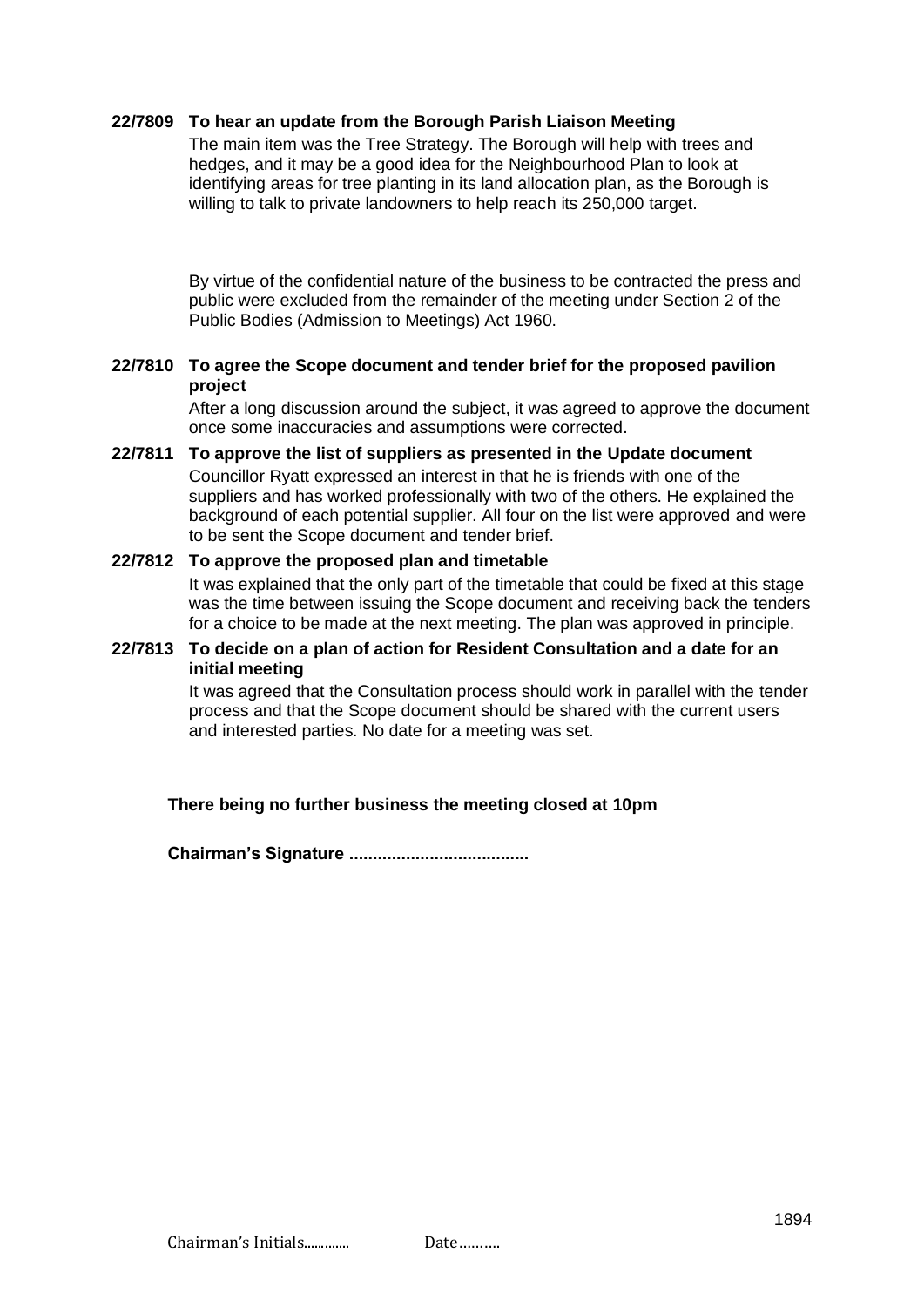**22/7809 To hear an update from the Borough Parish Liaison Meeting**

The main item was the Tree Strategy. The Borough will help with trees and hedges, and it may be a good idea for the Neighbourhood Plan to look at identifying areas for tree planting in its land allocation plan, as the Borough is willing to talk to private landowners to help reach its 250,000 target.

By virtue of the confidential nature of the business to be contracted the press and public were excluded from the remainder of the meeting under Section 2 of the Public Bodies (Admission to Meetings) Act 1960.

**22/7810 To agree the Scope document and tender brief for the proposed pavilion project**

After a long discussion around the subject, it was agreed to approve the document once some inaccuracies and assumptions were corrected.

**22/7811 To approve the list of suppliers as presented in the Update document**

Councillor Ryatt expressed an interest in that he is friends with one of the suppliers and has worked professionally with two of the others. He explained the background of each potential supplier. All four on the list were approved and were to be sent the Scope document and tender brief.

**22/7812 To approve the proposed plan and timetable**

It was explained that the only part of the timetable that could be fixed at this stage was the time between issuing the Scope document and receiving back the tenders for a choice to be made at the next meeting. The plan was approved in principle.

**22/7813 To decide on a plan of action for Resident Consultation and a date for an initial meeting**

It was agreed that the Consultation process should work in parallel with the tender process and that the Scope document should be shared with the current users and interested parties. No date for a meeting was set.

**There being no further business the meeting closed at 10pm**

**Chairman's Signature .....................................**

Chairman's Initials............. Date……….